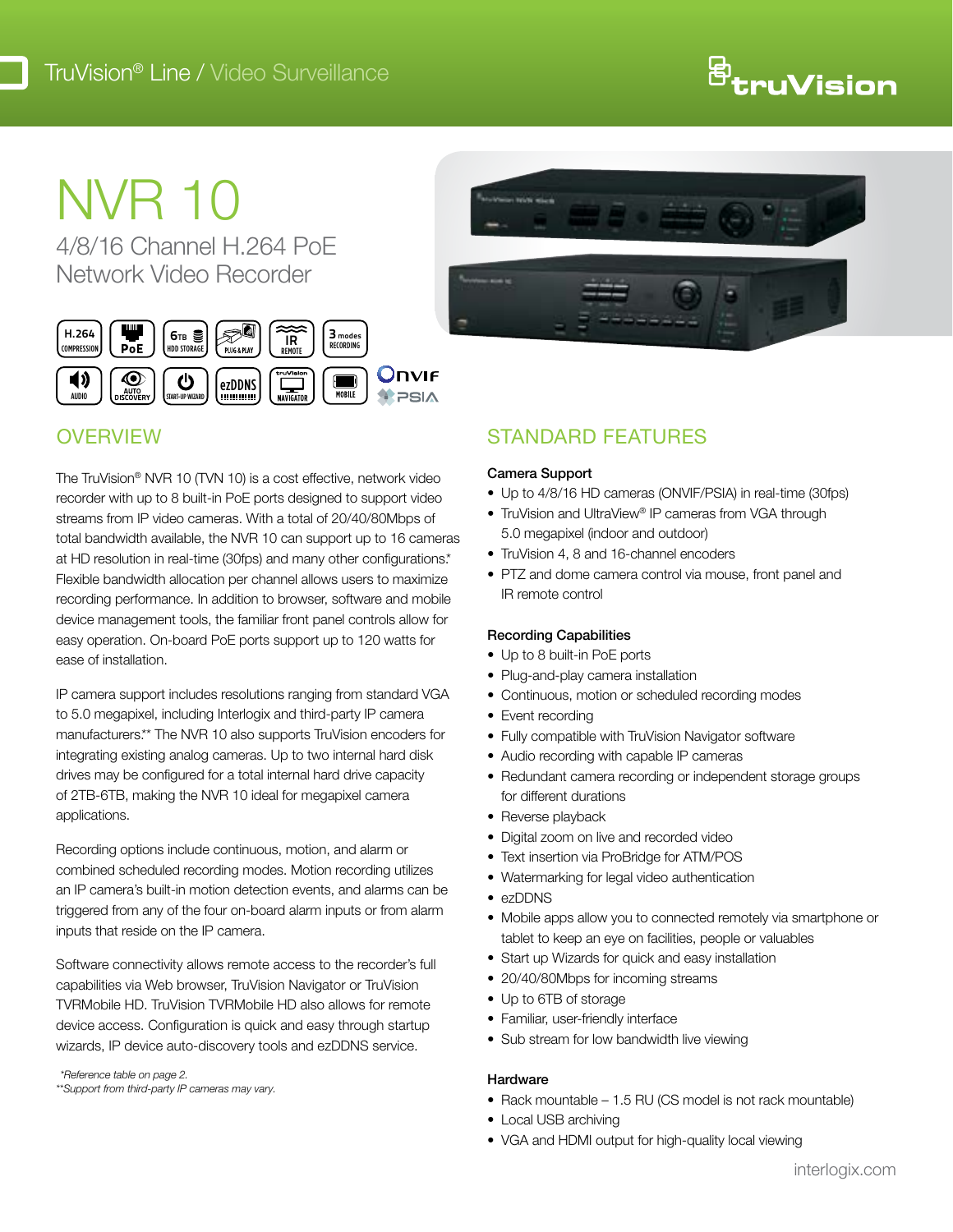TruVision® Line / Video Surveillance

# NVR 10

## 4/8/16 Channel H.264 PoE Network Video Recorder

## OVERVIEW

The TruVision® NVR 10 (TVN 10) is a cost effective, network video recorder with up to 8 built-in PoE ports designed to support video streams from IP video cameras. With a total of 20/40/80Mbps of total bandwidth available, the NVR 10 can support up to 16 cameras at HD resolution in real-time (30fps) and many other configurations.* Flexible bandwidth allocation per channel allows users to maximize recording performance. In addition to browser, software and mobile device management tools, the familiar front panel controls allow for easy operation. On-board PoE ports support up to 120 watts for ease of installation.

IP camera support includes resolutions ranging from standard VGA to 5.0 megapixel, including Interlogix and third-party IP camera manufacturers.** The NVR 10 also supports TruVision encoders for integrating existing analog cameras. Up to two internal hard disk drives may be configured for a total internal hard drive capacity of 2TB-6TB, making the NVR 10 ideal for megapixel camera applications.

Recording options include continuous, motion, and alarm or combined scheduled recording modes. Motion recording utilizes an IP camera's built-in motion detection events, and alarms can be triggered from any of the four on-board alarm inputs or from alarm inputs that reside on the IP camera.

Software connectivity allows remote access to the recorder's full capabilities via Web browser, TruVision Navigator or TruVision TVRMobile HD. TruVision TVRMobile HD also allows for remote device access. Configuration is quick and easy through startup wizards, IP device auto-discovery tools and ezDDNS service.

*Reference table on page 2.
**Support from third-party IP cameras may vary.

## STANDARD FEATURES

### Camera Support

- Up to 4/8/16 HD cameras (ONVIF/PSIA) in real-time (30fps)
- TruVision and UltraView® IP cameras from VGA through 5.0 megapixel (indoor and outdoor)
- TruVision 4, 8 and 16-channel encoders
- PTZ and dome camera control via mouse, front panel and IR remote control

### Recording Capabilities

- Up to 8 built-in PoE ports
- Plug-and-play camera installation
- Continuous, motion or scheduled recording modes
- Event recording
- Fully compatible with TruVision Navigator software
- Audio recording with capable IP cameras
- Redundant camera recording or independent storage groups for different durations
- Reverse playback
- Digital zoom on live and recorded video
- Text insertion via ProBridge for ATM/POS
- Watermarking for legal video authentication
- ezDDNS
- Mobile apps allow you to connected remotely via smartphone or tablet to keep an eye on facilities, people or valuables
- Start up Wizards for quick and easy installation
- 20/40/80Mbps for incoming streams
- Up to 6TB of storage
- Familiar, user-friendly interface
- Sub stream for low bandwidth live viewing

### Hardware

- Rack mountable – 1.5 RU (CS model is not rack mountable)
- Local USB archiving
- VGA and HDMI output for high-quality local viewing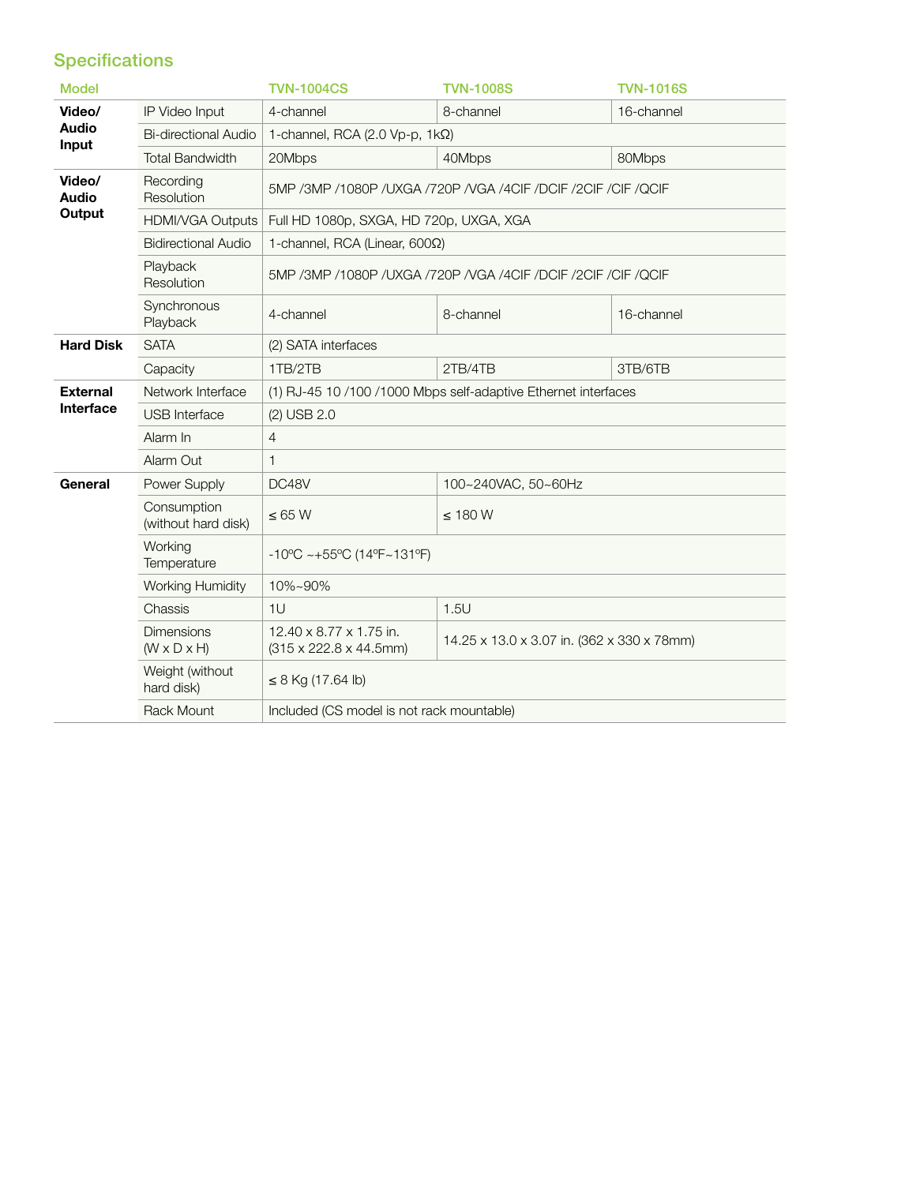## Specifications

| Model | | TVN-1004CS | TVN-1008S | TVN-1016S |
|---|---|---|---|---|
| **Video/ Audio Input** | IP Video Input | 4-channel | 8-channel | 16-channel |
| | Bi-directional Audio | 1-channel, RCA (2.0 Vp-p, 1kΩ) | | |
| | Total Bandwidth | 20Mbps | 40Mbps | 80Mbps |
| **Video/ Audio Output** | Recording Resolution | 5MP /3MP /1080P /UXGA /720P /VGA /4CIF /DCIF /2CIF /CIF /QCIF | | |
| | HDMI/VGA Outputs | Full HD 1080p, SXGA, HD 720p, UXGA, XGA | | |
| | Bidirectional Audio | 1-channel, RCA (Linear, 600Ω) | | |
| | Playback Resolution | 5MP /3MP /1080P /UXGA /720P /VGA /4CIF /DCIF /2CIF /CIF /QCIF | | |
| | Synchronous Playback | 4-channel | 8-channel | 16-channel |
| **Hard Disk** | SATA | (2) SATA interfaces | | |
| | Capacity | 1TB/2TB | 2TB/4TB | 3TB/6TB |
| **External Interface** | Network Interface | (1) RJ-45 10 /100 /1000 Mbps self-adaptive Ethernet interfaces | | |
| | USB Interface | (2) USB 2.0 | | |
| | Alarm In | 4 | | |
| | Alarm Out | 1 | | |
| **General** | Power Supply | DC48V | 100~240VAC, 50~60Hz | |
| | Consumption (without hard disk) | ≤ 65 W | ≤ 180 W | |
| | Working Temperature | -10ºC ~+55ºC (14ºF~131ºF) | | |
| | Working Humidity | 10%~90% | | |
| | Chassis | 1U | 1.5U | |
| | Dimensions (W x D x H) | 12.40 x 8.77 x 1.75 in. (315 x 222.8 x 44.5mm) | 14.25 x 13.0 x 3.07 in. (362 x 330 x 78mm) | |
| | Weight (without hard disk) | ≤ 8 Kg (17.64 lb) | | |
| | Rack Mount | Included (CS model is not rack mountable) | | |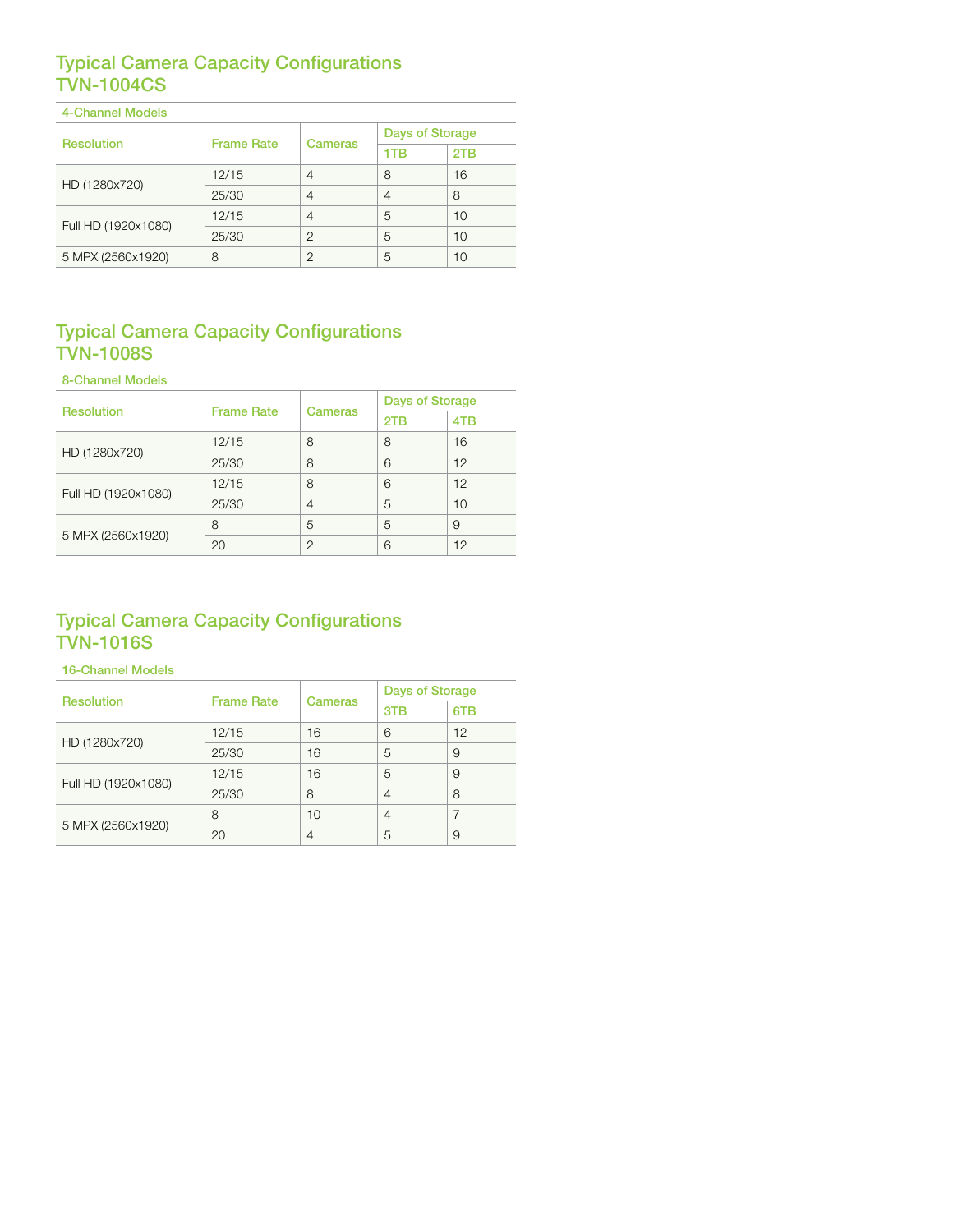## Typical Camera Capacity Configurations TVN-1004CS

| 4-Channel Models | | | | |
|---|---|---|---|---|
| Resolution | Frame Rate | Cameras | Days of Storage | |
| | | | 1TB | 2TB |
| HD (1280x720) | 12/15 | 4 | 8 | 16 |
| | 25/30 | 4 | 4 | 8 |
| Full HD (1920x1080) | 12/15 | 4 | 5 | 10 |
| | 25/30 | 2 | 5 | 10 |
| 5 MPX (2560x1920) | 8 | 2 | 5 | 10 |

## Typical Camera Capacity Configurations TVN-1008S

| 8-Channel Models | | | | |
|---|---|---|---|---|
| Resolution | Frame Rate | Cameras | Days of Storage | |
| | | | 2TB | 4TB |
| HD (1280x720) | 12/15 | 8 | 8 | 16 |
| | 25/30 | 8 | 6 | 12 |
| Full HD (1920x1080) | 12/15 | 8 | 6 | 12 |
| | 25/30 | 4 | 5 | 10 |
| 5 MPX (2560x1920) | 8 | 5 | 5 | 9 |
| | 20 | 2 | 6 | 12 |

## Typical Camera Capacity Configurations TVN-1016S

| 16-Channel Models | | | | |
|---|---|---|---|---|
| Resolution | Frame Rate | Cameras | Days of Storage | |
| | | | 3TB | 6TB |
| HD (1280x720) | 12/15 | 16 | 6 | 12 |
| | 25/30 | 16 | 5 | 9 |
| Full HD (1920x1080) | 12/15 | 16 | 5 | 9 |
| | 25/30 | 8 | 4 | 8 |
| 5 MPX (2560x1920) | 8 | 10 | 4 | 7 |
| | 20 | 4 | 5 | 9 |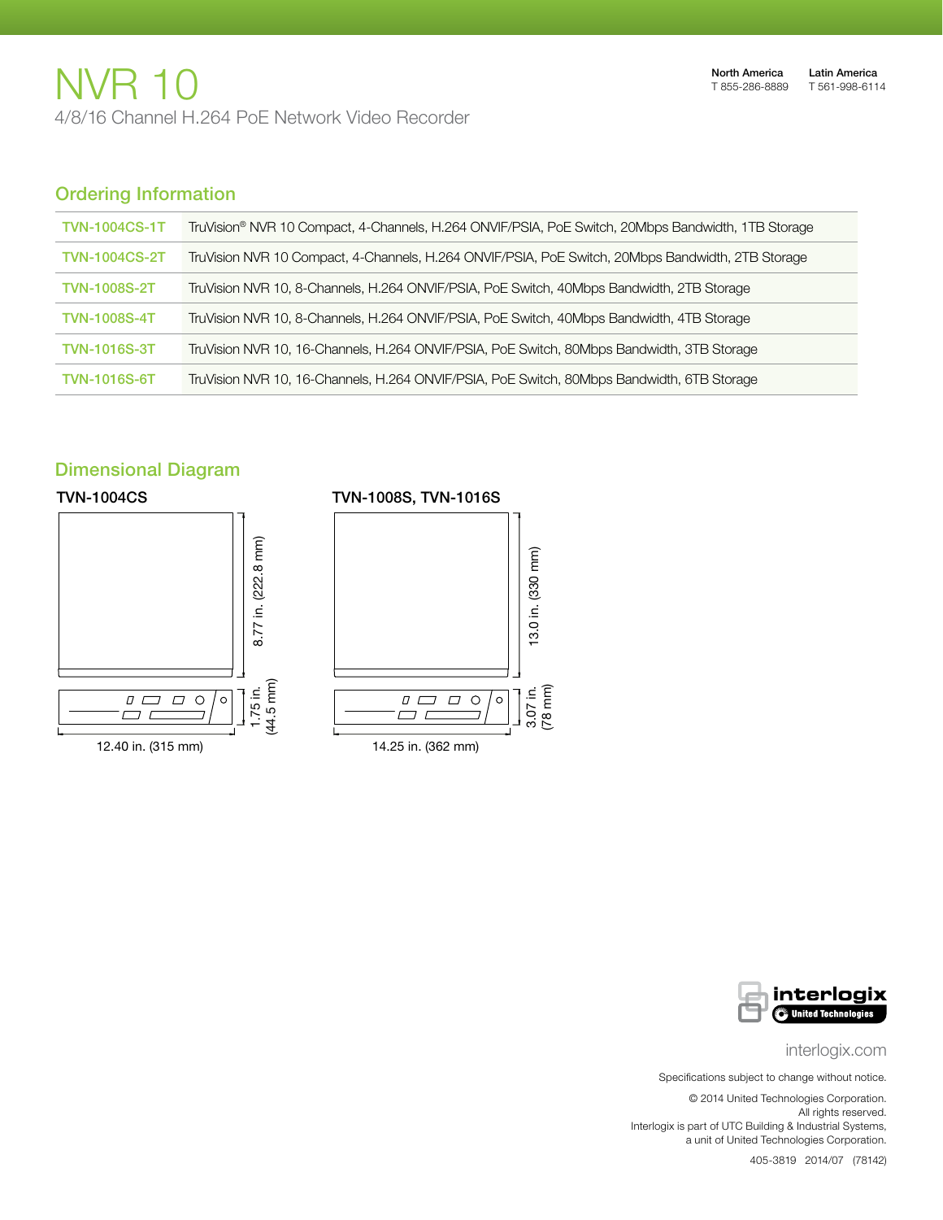# NVR 10

4/8/16 Channel H.264 PoE Network Video Recorder

North America
T 855-286-8889

Latin America
T 561-998-6114

## Ordering Information

| | |
|---|---|
| TVN-1004CS-1T | TruVision® NVR 10 Compact, 4-Channels, H.264 ONVIF/PSIA, PoE Switch, 20Mbps Bandwidth, 1TB Storage |
| TVN-1004CS-2T | TruVision NVR 10 Compact, 4-Channels, H.264 ONVIF/PSIA, PoE Switch, 20Mbps Bandwidth, 2TB Storage |
| TVN-1008S-2T | TruVision NVR 10, 8-Channels, H.264 ONVIF/PSIA, PoE Switch, 40Mbps Bandwidth, 2TB Storage |
| TVN-1008S-4T | TruVision NVR 10, 8-Channels, H.264 ONVIF/PSIA, PoE Switch, 40Mbps Bandwidth, 4TB Storage |
| TVN-1016S-3T | TruVision NVR 10, 16-Channels, H.264 ONVIF/PSIA, PoE Switch, 80Mbps Bandwidth, 3TB Storage |
| TVN-1016S-6T | TruVision NVR 10, 16-Channels, H.264 ONVIF/PSIA, PoE Switch, 80Mbps Bandwidth, 6TB Storage |

## Dimensional Diagram

TVN-1004CS

8.77 in. (222.8 mm)

1.75 in. (44.5 mm)

12.40 in. (315 mm)

TVN-1008S, TVN-1016S

13.0 in. (330 mm)

3.07 in. (78 mm)

14.25 in. (362 mm)

interlogix
United Technologies

interlogix.com

Specifications subject to change without notice.

© 2014 United Technologies Corporation.
All rights reserved.
Interlogix is part of UTC Building & Industrial Systems,
a unit of United Technologies Corporation.

405-3819 2014/07 (78142)